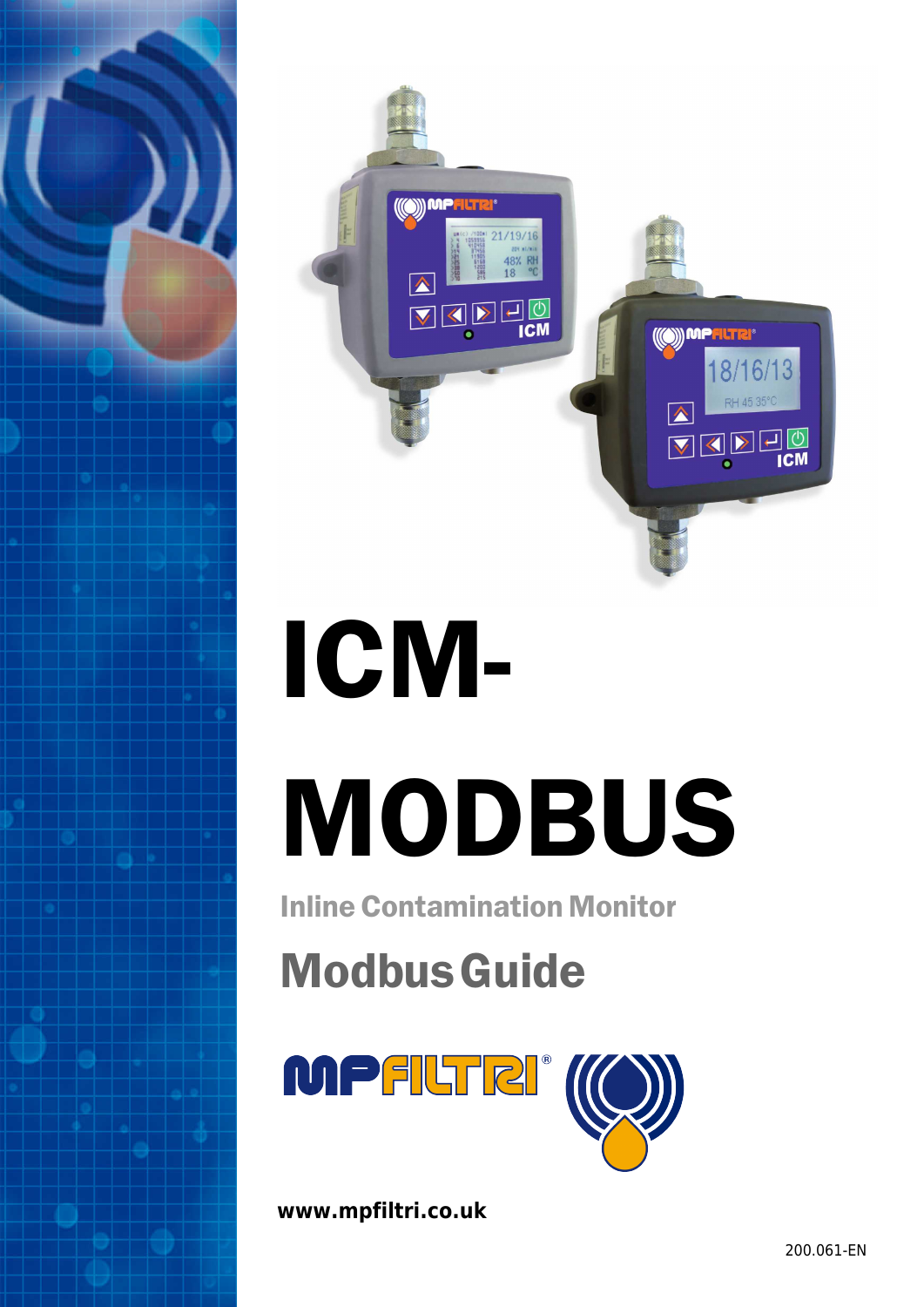# ICM-MODBUS

**Inline Contamination Monitor**

## Modbus Guide

www.mpfiltri.co.uk

200.061-EN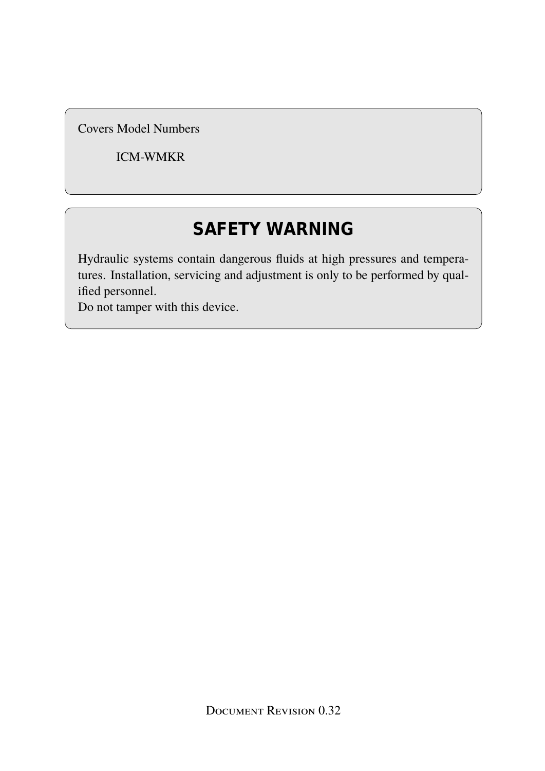Covers Model Numbers

ICM-WMKR

## SAFETY WARNING

Hydraulic systems contain dangerous fluids at high pressures and temperatures. Installation, servicing and adjustment is only to be performed by qualified personnel.
Do not tamper with this device.

Document Revision 0.32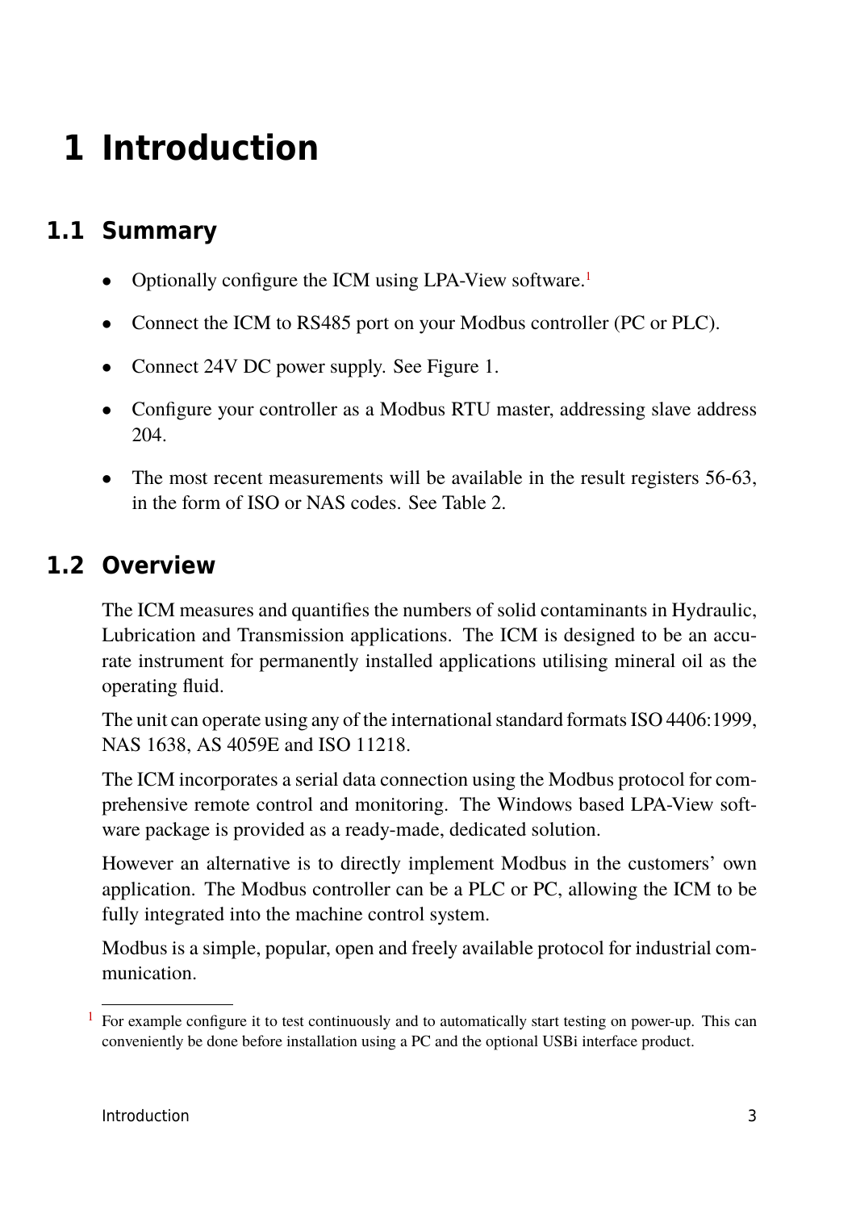# 1 Introduction

## 1.1 Summary

- Optionally configure the ICM using LPA-View software.[1]
- Connect the ICM to RS485 port on your Modbus controller (PC or PLC).
- Connect 24V DC power supply. See Figure 1.
- Configure your controller as a Modbus RTU master, addressing slave address 204.
- The most recent measurements will be available in the result registers 56-63, in the form of ISO or NAS codes. See Table 2.

## 1.2 Overview

The ICM measures and quantifies the numbers of solid contaminants in Hydraulic, Lubrication and Transmission applications. The ICM is designed to be an accurate instrument for permanently installed applications utilising mineral oil as the operating fluid.

The unit can operate using any of the international standard formats ISO 4406:1999, NAS 1638, AS 4059E and ISO 11218.

The ICM incorporates a serial data connection using the Modbus protocol for comprehensive remote control and monitoring. The Windows based LPA-View software package is provided as a ready-made, dedicated solution.

However an alternative is to directly implement Modbus in the customers' own application. The Modbus controller can be a PLC or PC, allowing the ICM to be fully integrated into the machine control system.

Modbus is a simple, popular, open and freely available protocol for industrial communication.

---

[1] For example configure it to test continuously and to automatically start testing on power-up. This can conveniently be done before installation using a PC and the optional USBi interface product.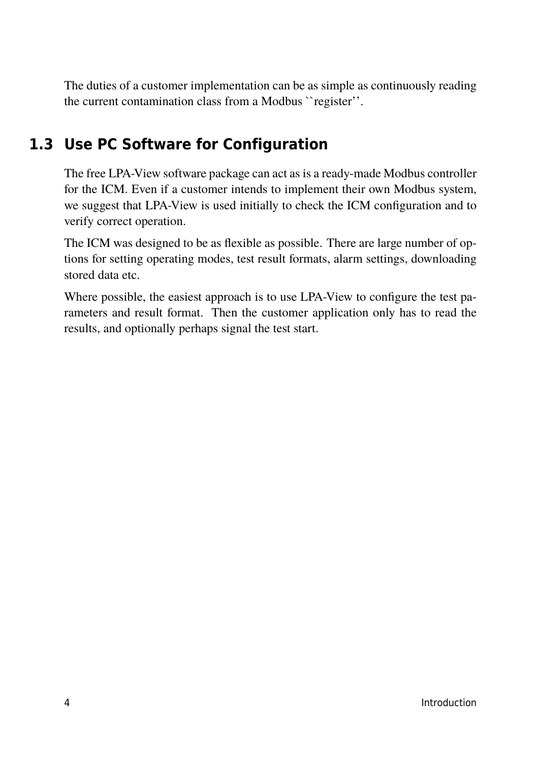The duties of a customer implementation can be as simple as continuously reading the current contamination class from a Modbus ``register''.

## 1.3 Use PC Software for Configuration

The free LPA-View software package can act as is a ready-made Modbus controller for the ICM. Even if a customer intends to implement their own Modbus system, we suggest that LPA-View is used initially to check the ICM configuration and to verify correct operation.

The ICM was designed to be as flexible as possible. There are large number of options for setting operating modes, test result formats, alarm settings, downloading stored data etc.

Where possible, the easiest approach is to use LPA-View to configure the test parameters and result format. Then the customer application only has to read the results, and optionally perhaps signal the test start.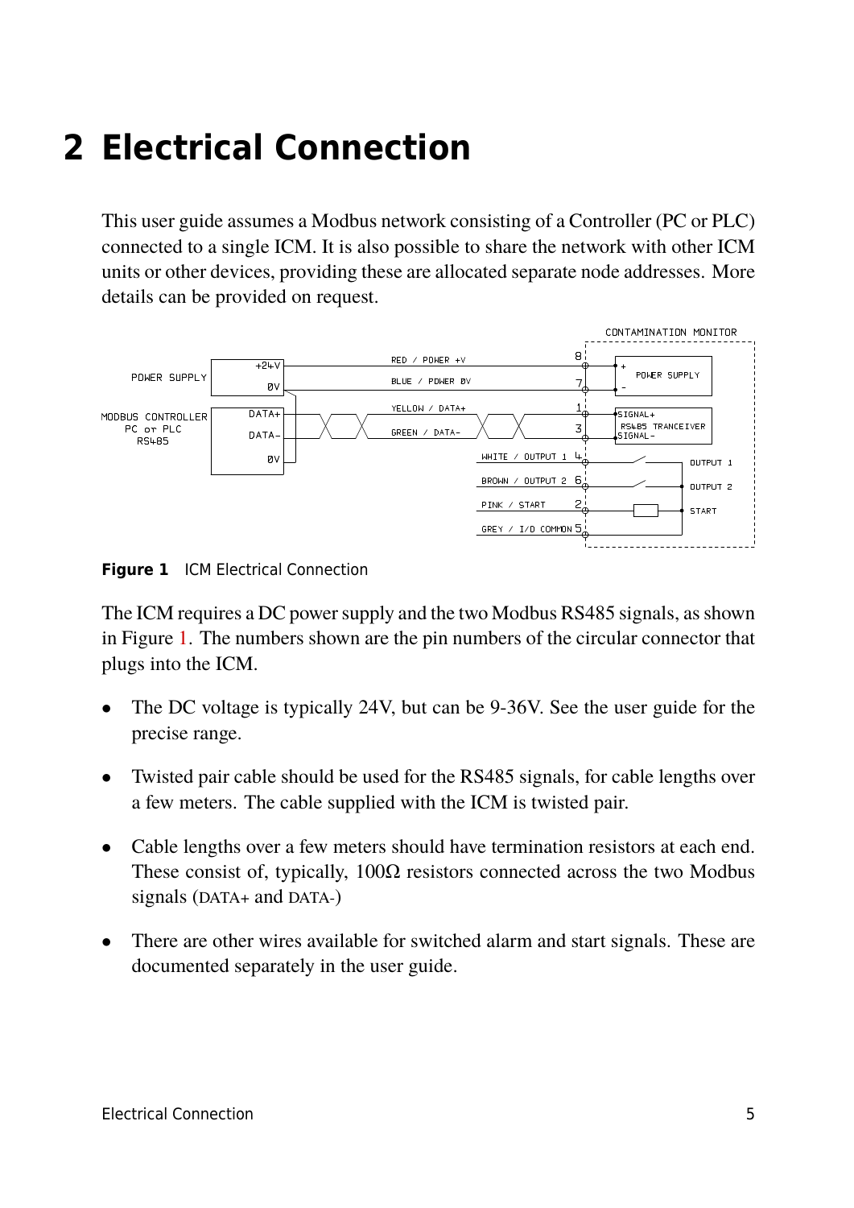# 2 Electrical Connection

This user guide assumes a Modbus network consisting of a Controller (PC or PLC) connected to a single ICM. It is also possible to share the network with other ICM units or other devices, providing these are allocated separate node addresses. More details can be provided on request.

**Figure 1** ICM Electrical Connection

The ICM requires a DC power supply and the two Modbus RS485 signals, as shown in Figure 1. The numbers shown are the pin numbers of the circular connector that plugs into the ICM.

- The DC voltage is typically 24V, but can be 9-36V. See the user guide for the precise range.
- Twisted pair cable should be used for the RS485 signals, for cable lengths over a few meters. The cable supplied with the ICM is twisted pair.
- Cable lengths over a few meters should have termination resistors at each end. These consist of, typically, 100Ω resistors connected across the two Modbus signals (DATA+ and DATA-)
- There are other wires available for switched alarm and start signals. These are documented separately in the user guide.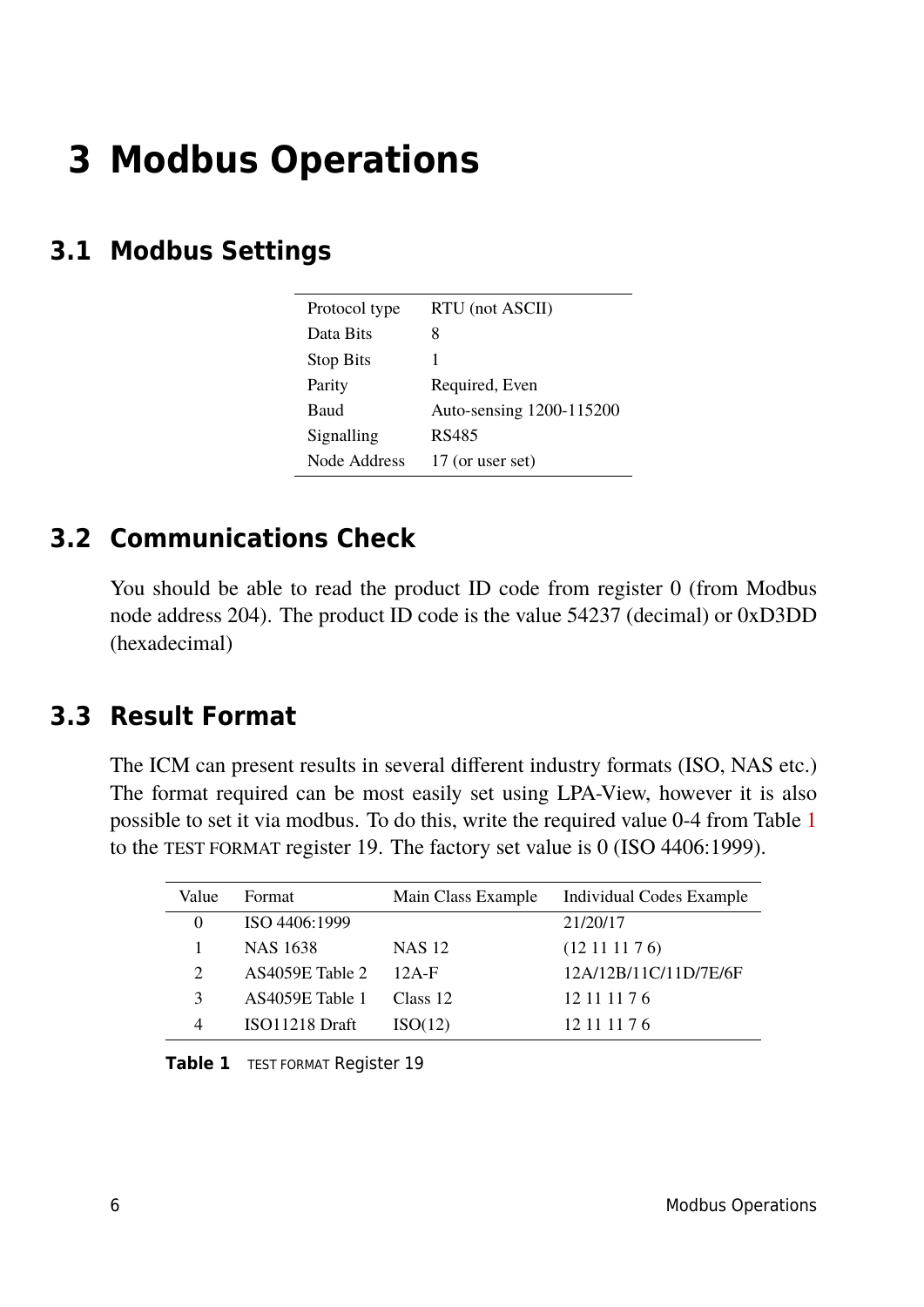# 3 Modbus Operations

## 3.1 Modbus Settings

| | |
|---|---|
| Protocol type | RTU (not ASCII) |
| Data Bits | 8 |
| Stop Bits | 1 |
| Parity | Required, Even |
| Baud | Auto-sensing 1200-115200 |
| Signalling | RS485 |
| Node Address | 17 (or user set) |

## 3.2 Communications Check

You should be able to read the product ID code from register 0 (from Modbus node address 204). The product ID code is the value 54237 (decimal) or 0xD3DD (hexadecimal)

## 3.3 Result Format

The ICM can present results in several different industry formats (ISO, NAS etc.) The format required can be most easily set using LPA-View, however it is also possible to set it via modbus. To do this, write the required value 0-4 from Table 1 to the TEST FORMAT register 19. The factory set value is 0 (ISO 4406:1999).

| Value | Format | Main Class Example | Individual Codes Example |
|---|---|---|---|
| 0 | ISO 4406:1999 | | 21/20/17 |
| 1 | NAS 1638 | NAS 12 | (12 11 11 7 6) |
| 2 | AS4059E Table 2 | 12A-F | 12A/12B/11C/11D/7E/6F |
| 3 | AS4059E Table 1 | Class 12 | 12 11 11 7 6 |
| 4 | ISO11218 Draft | ISO(12) | 12 11 11 7 6 |

**Table 1** TEST FORMAT Register 19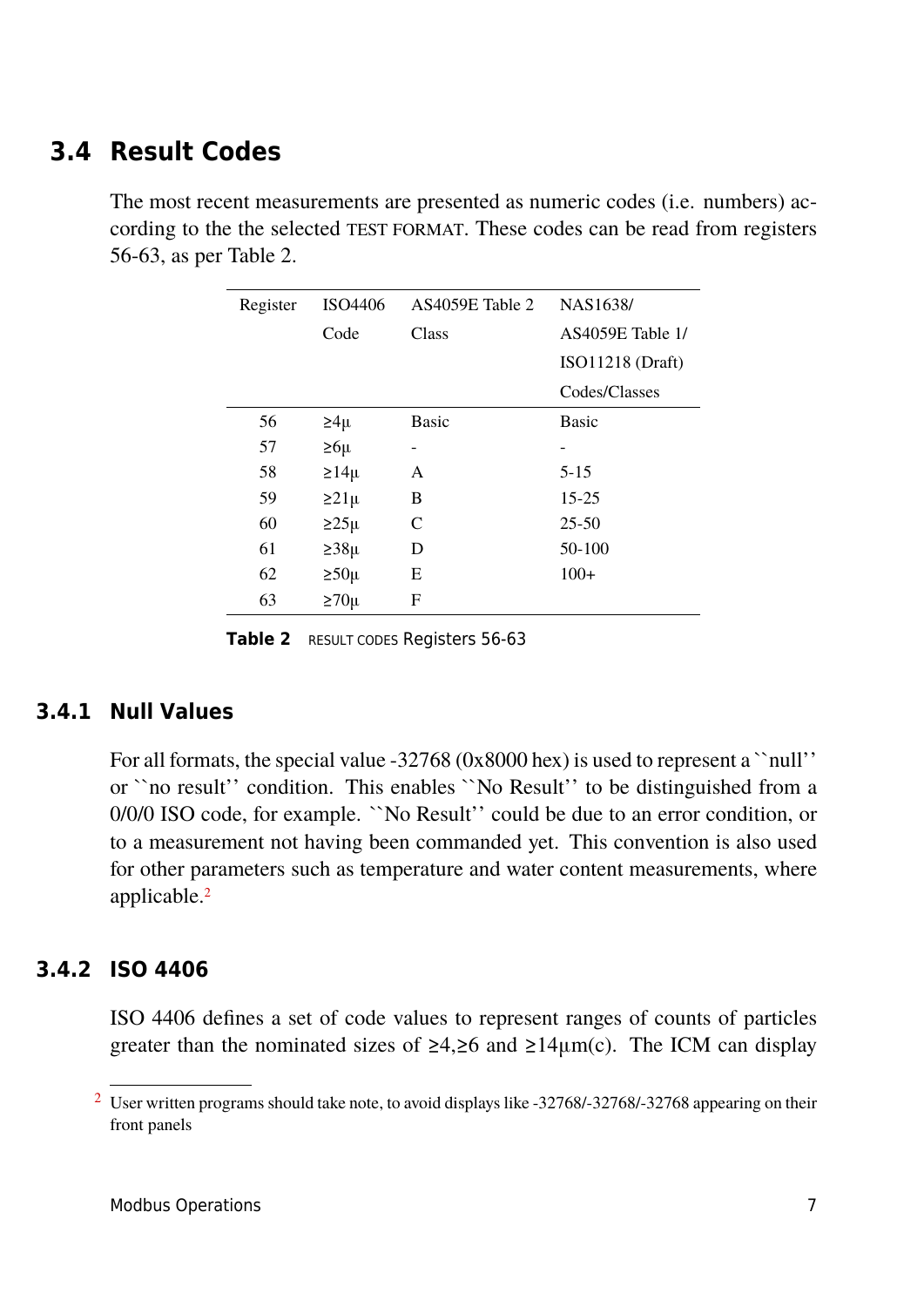## 3.4 Result Codes

The most recent measurements are presented as numeric codes (i.e. numbers) according to the the selected TEST FORMAT. These codes can be read from registers 56-63, as per Table 2.

| Register | ISO4406 Code | AS4059E Table 2 Class | NAS1638/ AS4059E Table 1/ ISO11218 (Draft) Codes/Classes |
|---|---|---|---|
| 56 | ≥4µ | Basic | Basic |
| 57 | ≥6µ | - | - |
| 58 | ≥14µ | A | 5-15 |
| 59 | ≥21µ | B | 15-25 |
| 60 | ≥25µ | C | 25-50 |
| 61 | ≥38µ | D | 50-100 |
| 62 | ≥50µ | E | 100+ |
| 63 | ≥70µ | F | |

**Table 2** RESULT CODES Registers 56-63

### 3.4.1 Null Values

For all formats, the special value -32768 (0x8000 hex) is used to represent a ``null'' or ``no result'' condition. This enables ``No Result'' to be distinguished from a 0/0/0 ISO code, for example. ``No Result'' could be due to an error condition, or to a measurement not having been commanded yet. This convention is also used for other parameters such as temperature and water content measurements, where applicable.[2]

### 3.4.2 ISO 4406

ISO 4406 defines a set of code values to represent ranges of counts of particles greater than the nominated sizes of ≥4,≥6 and ≥14µm(c). The ICM can display

[2] User written programs should take note, to avoid displays like -32768/-32768/-32768 appearing on their front panels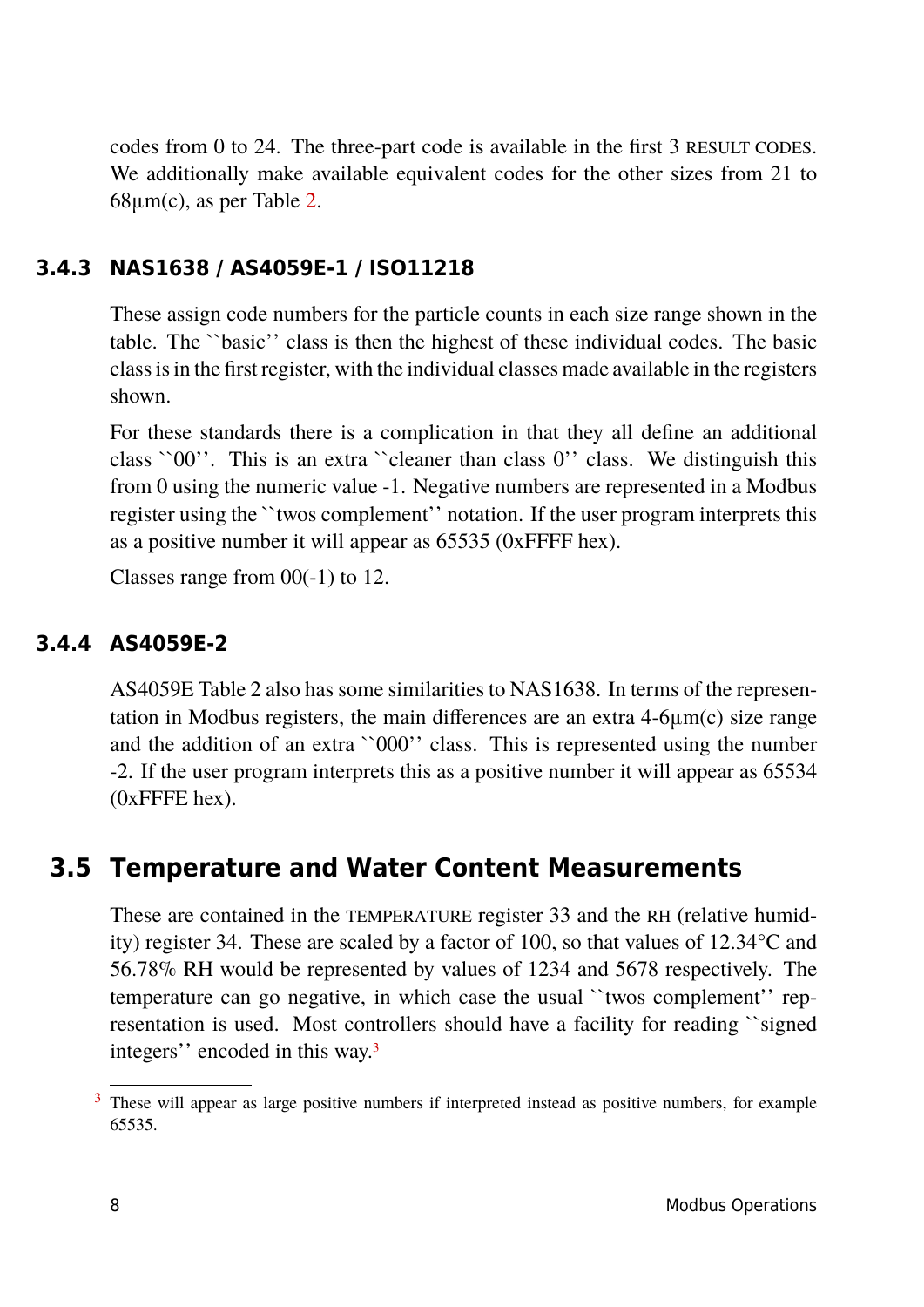codes from 0 to 24. The three-part code is available in the first 3 RESULT CODES. We additionally make available equivalent codes for the other sizes from 21 to 68µm(c), as per Table 2.

### 3.4.3 NAS1638 / AS4059E-1 / ISO11218

These assign code numbers for the particle counts in each size range shown in the table. The ``basic'' class is then the highest of these individual codes. The basic class is in the first register, with the individual classes made available in the registers shown.

For these standards there is a complication in that they all define an additional class ``00''. This is an extra ``cleaner than class 0'' class. We distinguish this from 0 using the numeric value -1. Negative numbers are represented in a Modbus register using the ``twos complement'' notation. If the user program interprets this as a positive number it will appear as 65535 (0xFFFF hex).

Classes range from 00(-1) to 12.

### 3.4.4 AS4059E-2

AS4059E Table 2 also has some similarities to NAS1638. In terms of the representation in Modbus registers, the main differences are an extra 4-6µm(c) size range and the addition of an extra ``000'' class. This is represented using the number -2. If the user program interprets this as a positive number it will appear as 65534 (0xFFFE hex).

## 3.5 Temperature and Water Content Measurements

These are contained in the TEMPERATURE register 33 and the RH (relative humidity) register 34. These are scaled by a factor of 100, so that values of 12.34°C and 56.78% RH would be represented by values of 1234 and 5678 respectively. The temperature can go negative, in which case the usual ``twos complement'' representation is used. Most controllers should have a facility for reading ``signed integers'' encoded in this way.[3]

[3] These will appear as large positive numbers if interpreted instead as positive numbers, for example 65535.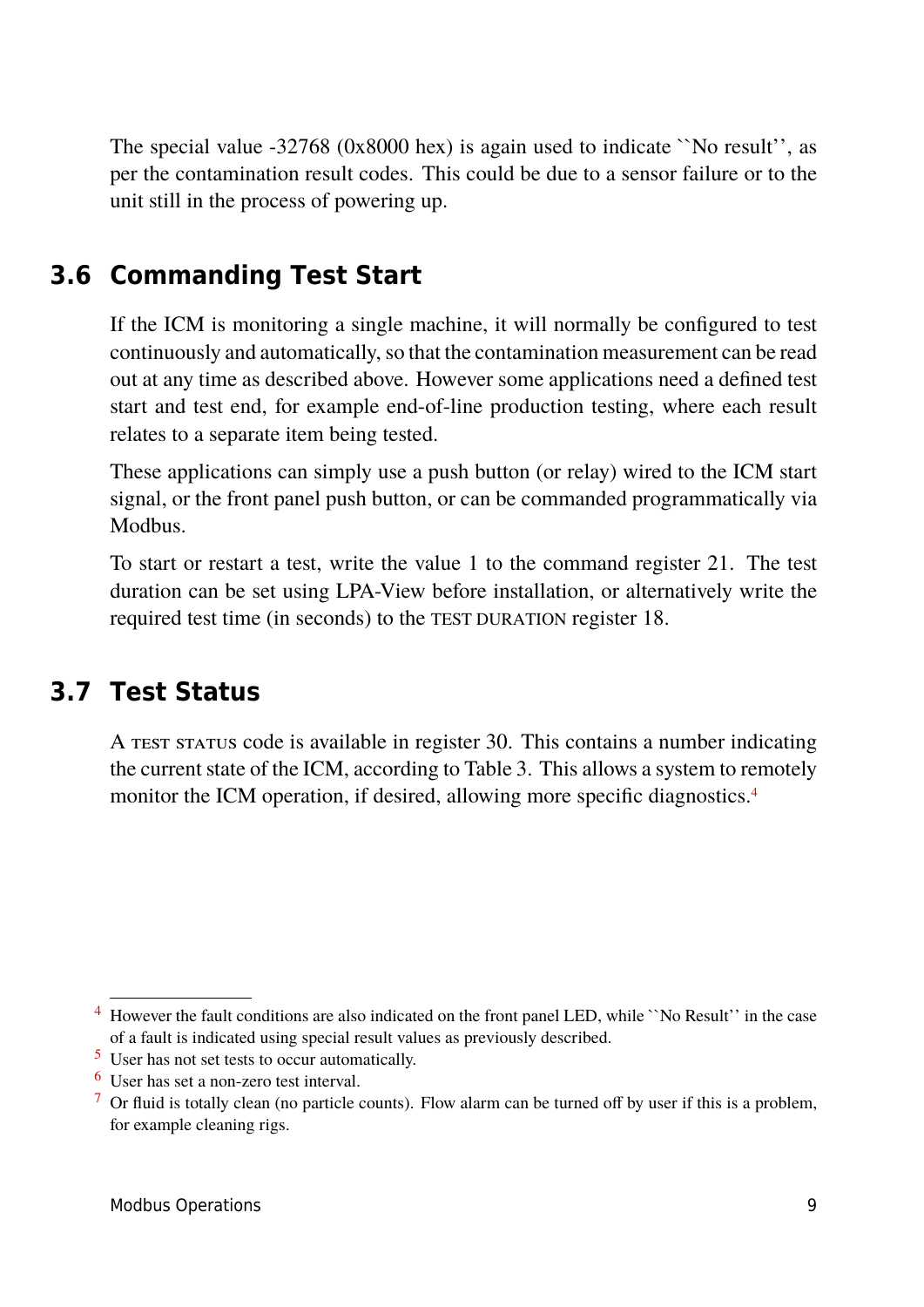The special value -32768 (0x8000 hex) is again used to indicate ``No result'', as per the contamination result codes. This could be due to a sensor failure or to the unit still in the process of powering up.

## 3.6 Commanding Test Start

If the ICM is monitoring a single machine, it will normally be configured to test continuously and automatically, so that the contamination measurement can be read out at any time as described above. However some applications need a defined test start and test end, for example end-of-line production testing, where each result relates to a separate item being tested.

These applications can simply use a push button (or relay) wired to the ICM start signal, or the front panel push button, or can be commanded programmatically via Modbus.

To start or restart a test, write the value 1 to the command register 21. The test duration can be set using LPA-View before installation, or alternatively write the required test time (in seconds) to the TEST DURATION register 18.

## 3.7 Test Status

A TEST STATUS code is available in register 30. This contains a number indicating the current state of the ICM, according to Table 3. This allows a system to remotely monitor the ICM operation, if desired, allowing more specific diagnostics.[4]

---

[4] However the fault conditions are also indicated on the front panel LED, while ``No Result'' in the case of a fault is indicated using special result values as previously described.

[5] User has not set tests to occur automatically.

[6] User has set a non-zero test interval.

[7] Or fluid is totally clean (no particle counts). Flow alarm can be turned off by user if this is a problem, for example cleaning rigs.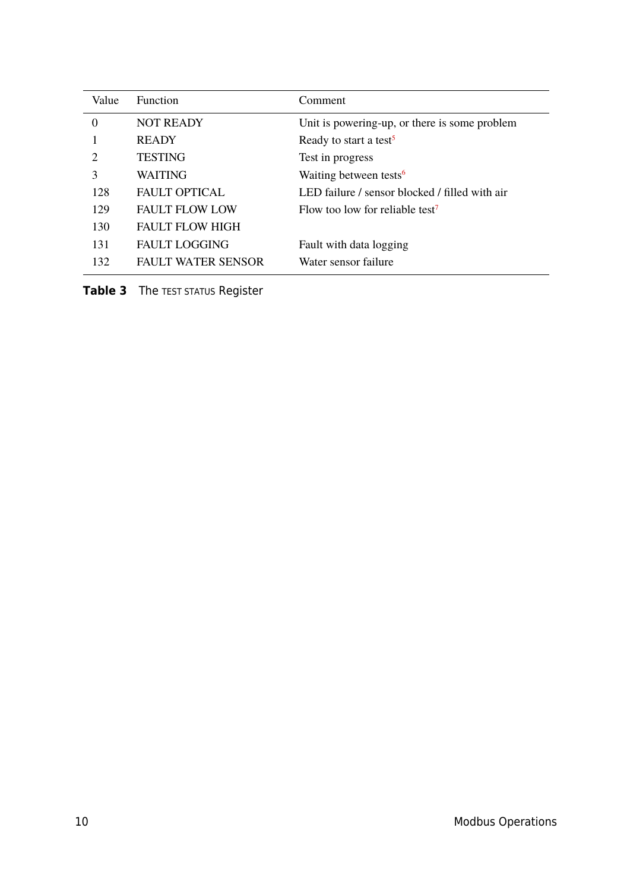| Value | Function | Comment |
|---|---|---|
| 0 | NOT READY | Unit is powering-up, or there is some problem |
| 1 | READY | Ready to start a test[5] |
| 2 | TESTING | Test in progress |
| 3 | WAITING | Waiting between tests[6] |
| 128 | FAULT OPTICAL | LED failure / sensor blocked / filled with air |
| 129 | FAULT FLOW LOW | Flow too low for reliable test[7] |
| 130 | FAULT FLOW HIGH | |
| 131 | FAULT LOGGING | Fault with data logging |
| 132 | FAULT WATER SENSOR | Water sensor failure |

**Table 3** The TEST STATUS Register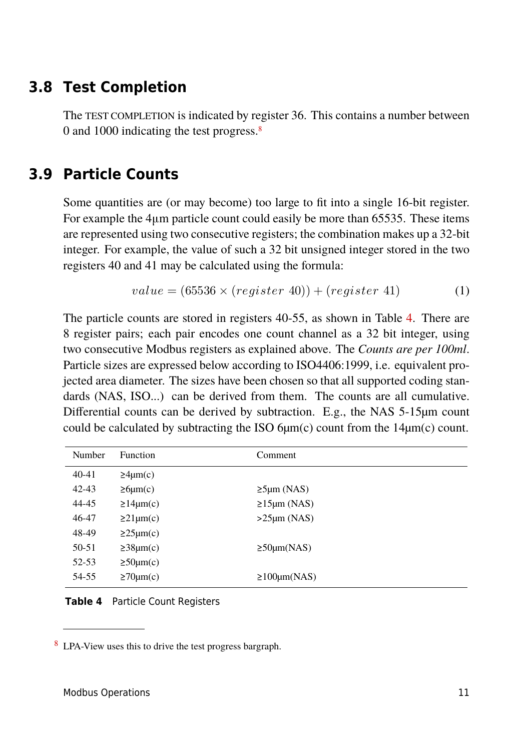## 3.8 Test Completion

The TEST COMPLETION is indicated by register 36. This contains a number between 0 and 1000 indicating the test progress.[8]

## 3.9 Particle Counts

Some quantities are (or may become) too large to fit into a single 16-bit register. For example the 4µm particle count could easily be more than 65535. These items are represented using two consecutive registers; the combination makes up a 32-bit integer. For example, the value of such a 32 bit unsigned integer stored in the two registers 40 and 41 may be calculated using the formula:

$$value = (65536 \times (register\ 40)) + (register\ 41) \tag{1}$$

The particle counts are stored in registers 40-55, as shown in Table 4. There are 8 register pairs; each pair encodes one count channel as a 32 bit integer, using two consecutive Modbus registers as explained above. The *Counts are per 100ml*. Particle sizes are expressed below according to ISO4406:1999, i.e. equivalent projected area diameter. The sizes have been chosen so that all supported coding standards (NAS, ISO...) can be derived from them. The counts are all cumulative. Differential counts can be derived by subtraction. E.g., the NAS 5-15µm count could be calculated by subtracting the ISO 6µm(c) count from the 14µm(c) count.

| Number | Function | Comment |
|---|---|---|
| 40-41 | ≥4µm(c) | |
| 42-43 | ≥6µm(c) | ≥5µm (NAS) |
| 44-45 | ≥14µm(c) | ≥15µm (NAS) |
| 46-47 | ≥21µm(c) | >25µm (NAS) |
| 48-49 | ≥25µm(c) | |
| 50-51 | ≥38µm(c) | ≥50µm(NAS) |
| 52-53 | ≥50µm(c) | |
| 54-55 | ≥70µm(c) | ≥100µm(NAS) |

**Table 4** Particle Count Registers

[8] LPA-View uses this to drive the test progress bargraph.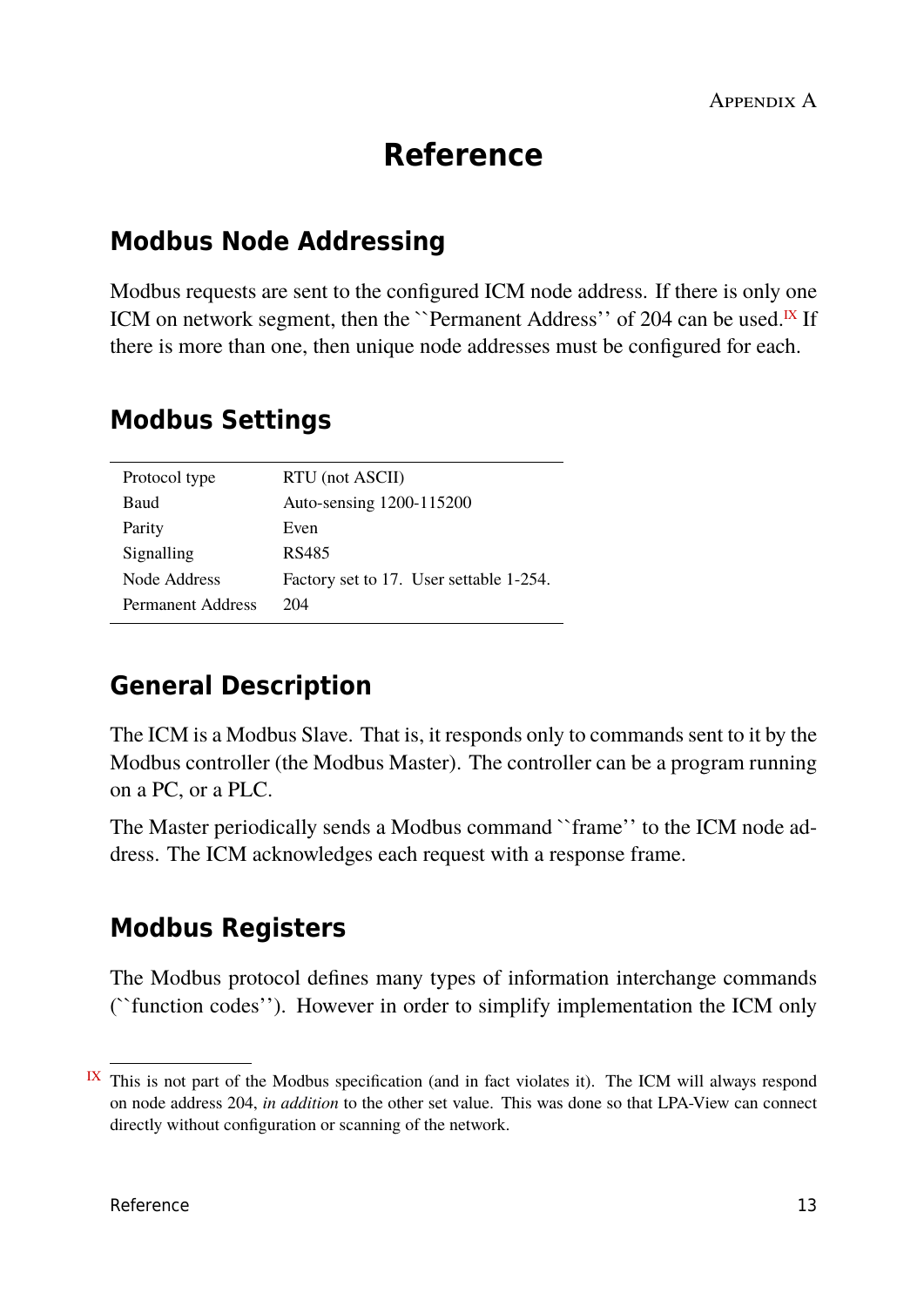Appendix A

# Reference

## Modbus Node Addressing

Modbus requests are sent to the configured ICM node address. If there is only one ICM on network segment, then the ``Permanent Address'' of 204 can be used.[IX] If there is more than one, then unique node addresses must be configured for each.

## Modbus Settings

| | |
|---|---|
| Protocol type | RTU (not ASCII) |
| Baud | Auto-sensing 1200-115200 |
| Parity | Even |
| Signalling | RS485 |
| Node Address | Factory set to 17. User settable 1-254. |
| Permanent Address | 204 |

## General Description

The ICM is a Modbus Slave. That is, it responds only to commands sent to it by the Modbus controller (the Modbus Master). The controller can be a program running on a PC, or a PLC.

The Master periodically sends a Modbus command ``frame'' to the ICM node address. The ICM acknowledges each request with a response frame.

## Modbus Registers

The Modbus protocol defines many types of information interchange commands (``function codes''). However in order to simplify implementation the ICM only

---

[IX] This is not part of the Modbus specification (and in fact violates it). The ICM will always respond on node address 204, *in addition* to the other set value. This was done so that LPA-View can connect directly without configuration or scanning of the network.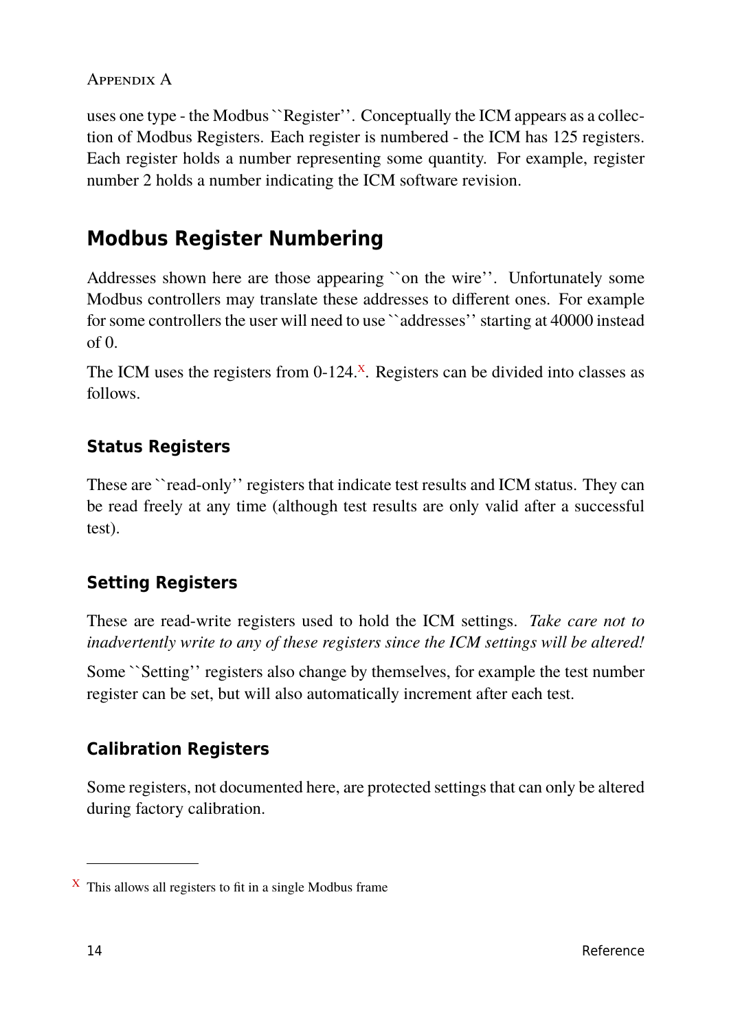uses one type - the Modbus ``Register''. Conceptually the ICM appears as a collection of Modbus Registers. Each register is numbered - the ICM has 125 registers. Each register holds a number representing some quantity. For example, register number 2 holds a number indicating the ICM software revision.

## Modbus Register Numbering

Addresses shown here are those appearing ``on the wire''. Unfortunately some Modbus controllers may translate these addresses to different ones. For example for some controllers the user will need to use ``addresses'' starting at 40000 instead of 0.

The ICM uses the registers from 0-124.[x]. Registers can be divided into classes as follows.

### Status Registers

These are ``read-only'' registers that indicate test results and ICM status. They can be read freely at any time (although test results are only valid after a successful test).

### Setting Registers

These are read-write registers used to hold the ICM settings. *Take care not to inadvertently write to any of these registers since the ICM settings will be altered!*

Some ``Setting'' registers also change by themselves, for example the test number register can be set, but will also automatically increment after each test.

### Calibration Registers

Some registers, not documented here, are protected settings that can only be altered during factory calibration.

---

[x] This allows all registers to fit in a single Modbus frame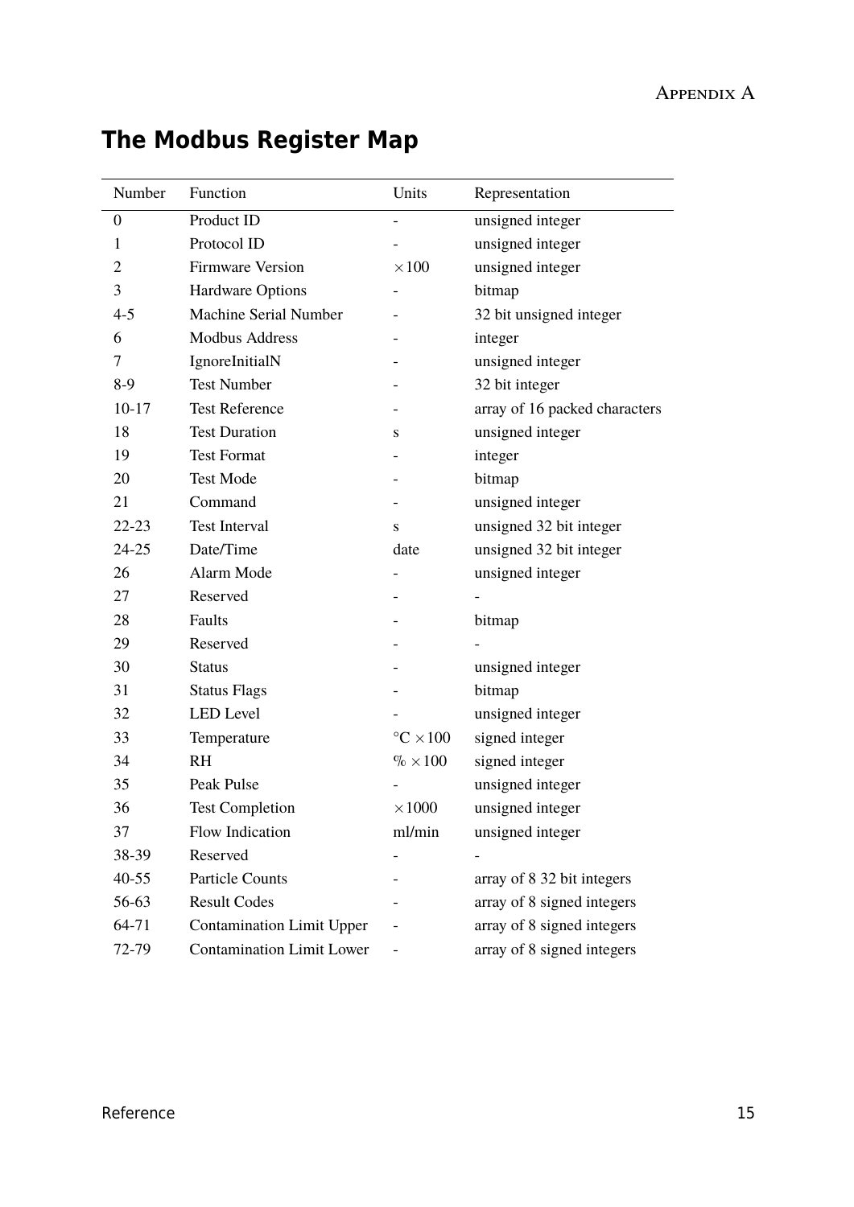# The Modbus Register Map

| Number | Function | Units | Representation |
|---|---|---|---|
| 0 | Product ID | - | unsigned integer |
| 1 | Protocol ID | - | unsigned integer |
| 2 | Firmware Version | $\times 100$ | unsigned integer |
| 3 | Hardware Options | - | bitmap |
| 4-5 | Machine Serial Number | - | 32 bit unsigned integer |
| 6 | Modbus Address | - | integer |
| 7 | IgnoreInitialN | - | unsigned integer |
| 8-9 | Test Number | - | 32 bit integer |
| 10-17 | Test Reference | - | array of 16 packed characters |
| 18 | Test Duration | s | unsigned integer |
| 19 | Test Format | - | integer |
| 20 | Test Mode | - | bitmap |
| 21 | Command | - | unsigned integer |
| 22-23 | Test Interval | s | unsigned 32 bit integer |
| 24-25 | Date/Time | date | unsigned 32 bit integer |
| 26 | Alarm Mode | - | unsigned integer |
| 27 | Reserved | - | - |
| 28 | Faults | - | bitmap |
| 29 | Reserved | - | - |
| 30 | Status | - | unsigned integer |
| 31 | Status Flags | - | bitmap |
| 32 | LED Level | - | unsigned integer |
| 33 | Temperature | $^{\circ}C \times 100$ | signed integer |
| 34 | RH | $\% \times 100$ | signed integer |
| 35 | Peak Pulse | - | unsigned integer |
| 36 | Test Completion | $\times 1000$ | unsigned integer |
| 37 | Flow Indication | ml/min | unsigned integer |
| 38-39 | Reserved | - | - |
| 40-55 | Particle Counts | - | array of 8 32 bit integers |
| 56-63 | Result Codes | - | array of 8 signed integers |
| 64-71 | Contamination Limit Upper | - | array of 8 signed integers |
| 72-79 | Contamination Limit Lower | - | array of 8 signed integers |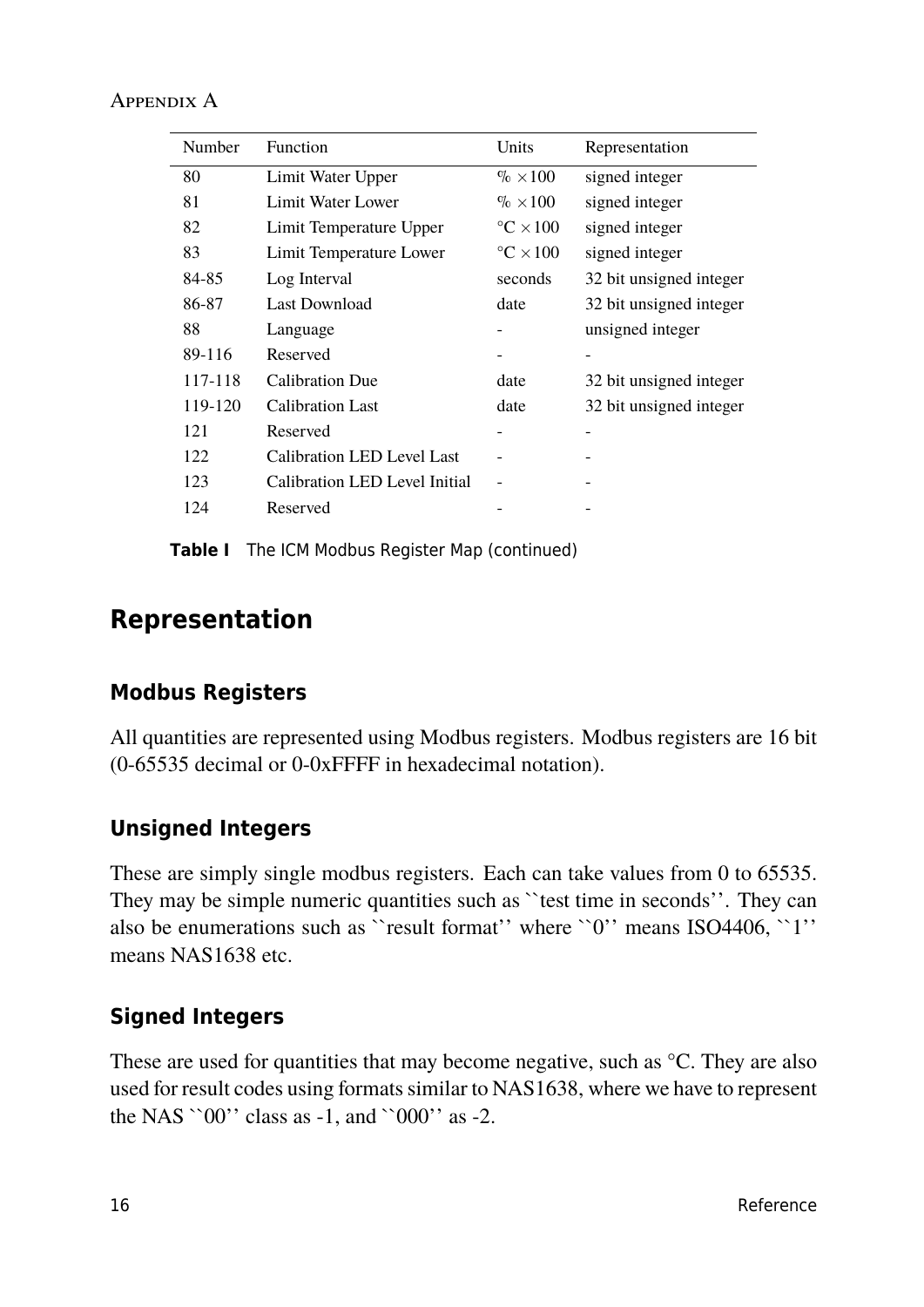| Number | Function | Units | Representation |
|---|---|---|---|
| 80 | Limit Water Upper | ‰ $\times 100$ | signed integer |
| 81 | Limit Water Lower | ‰ $\times 100$ | signed integer |
| 82 | Limit Temperature Upper | °C $\times 100$ | signed integer |
| 83 | Limit Temperature Lower | °C $\times 100$ | signed integer |
| 84-85 | Log Interval | seconds | 32 bit unsigned integer |
| 86-87 | Last Download | date | 32 bit unsigned integer |
| 88 | Language | - | unsigned integer |
| 89-116 | Reserved | - | - |
| 117-118 | Calibration Due | date | 32 bit unsigned integer |
| 119-120 | Calibration Last | date | 32 bit unsigned integer |
| 121 | Reserved | - | - |
| 122 | Calibration LED Level Last | - | - |
| 123 | Calibration LED Level Initial | - | - |
| 124 | Reserved | - | - |

**Table I** The ICM Modbus Register Map (continued)

## Representation

### Modbus Registers

All quantities are represented using Modbus registers. Modbus registers are 16 bit (0-65535 decimal or 0-0xFFFF in hexadecimal notation).

### Unsigned Integers

These are simply single modbus registers. Each can take values from 0 to 65535. They may be simple numeric quantities such as ``test time in seconds''. They can also be enumerations such as ``result format'' where ``0'' means ISO4406, ``1'' means NAS1638 etc.

### Signed Integers

These are used for quantities that may become negative, such as °C. They are also used for result codes using formats similar to NAS1638, where we have to represent the NAS ``00'' class as -1, and ``000'' as -2.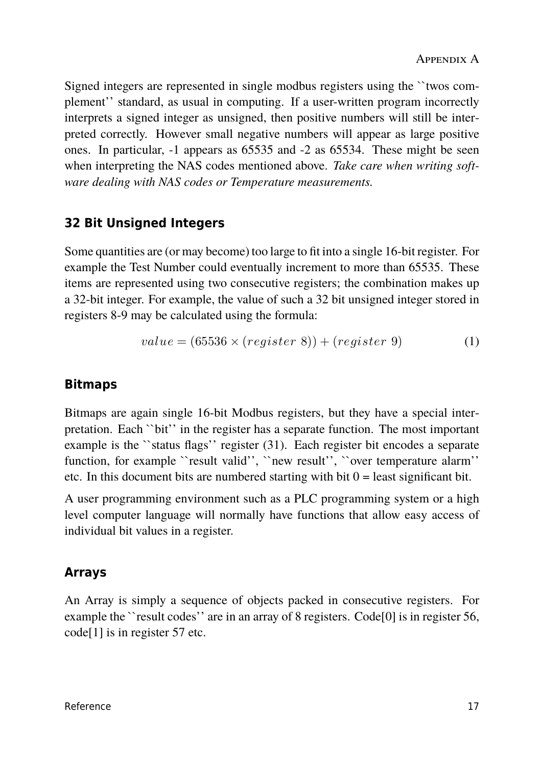Signed integers are represented in single modbus registers using the ``twos complement'' standard, as usual in computing. If a user-written program incorrectly interprets a signed integer as unsigned, then positive numbers will still be interpreted correctly. However small negative numbers will appear as large positive ones. In particular, -1 appears as 65535 and -2 as 65534. These might be seen when interpreting the NAS codes mentioned above. *Take care when writing software dealing with NAS codes or Temperature measurements.*

## 32 Bit Unsigned Integers

Some quantities are (or may become) too large to fit into a single 16-bit register. For example the Test Number could eventually increment to more than 65535. These items are represented using two consecutive registers; the combination makes up a 32-bit integer. For example, the value of such a 32 bit unsigned integer stored in registers 8-9 may be calculated using the formula:

$$value = (65536 \times (register\ 8)) + (register\ 9) \tag{1}$$

## Bitmaps

Bitmaps are again single 16-bit Modbus registers, but they have a special interpretation. Each ``bit'' in the register has a separate function. The most important example is the ``status flags'' register (31). Each register bit encodes a separate function, for example ``result valid'', ``new result'', ``over temperature alarm'' etc. In this document bits are numbered starting with bit 0 = least significant bit.

A user programming environment such as a PLC programming system or a high level computer language will normally have functions that allow easy access of individual bit values in a register.

## Arrays

An Array is simply a sequence of objects packed in consecutive registers. For example the ``result codes'' are in an array of 8 registers. Code[0] is in register 56, code[1] is in register 57 etc.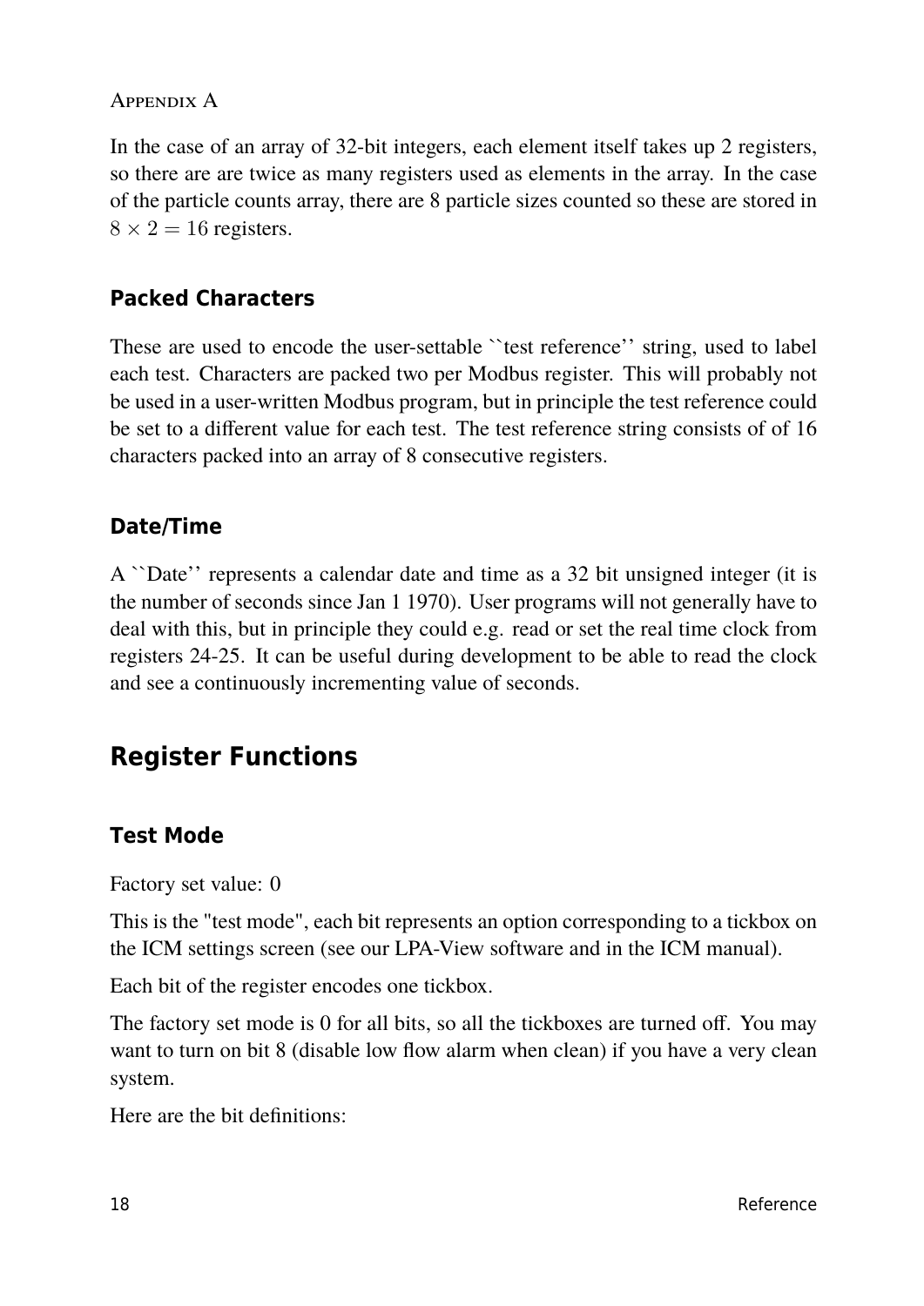In the case of an array of 32-bit integers, each element itself takes up 2 registers, so there are are twice as many registers used as elements in the array. In the case of the particle counts array, there are 8 particle sizes counted so these are stored in $8 \times 2 = 16$ registers.

### Packed Characters

These are used to encode the user-settable ``test reference'' string, used to label each test. Characters are packed two per Modbus register. This will probably not be used in a user-written Modbus program, but in principle the test reference could be set to a different value for each test. The test reference string consists of of 16 characters packed into an array of 8 consecutive registers.

### Date/Time

A ``Date'' represents a calendar date and time as a 32 bit unsigned integer (it is the number of seconds since Jan 1 1970). User programs will not generally have to deal with this, but in principle they could e.g. read or set the real time clock from registers 24-25. It can be useful during development to be able to read the clock and see a continuously incrementing value of seconds.

## Register Functions

### Test Mode

Factory set value: 0

This is the "test mode", each bit represents an option corresponding to a tickbox on the ICM settings screen (see our LPA-View software and in the ICM manual).

Each bit of the register encodes one tickbox.

The factory set mode is 0 for all bits, so all the tickboxes are turned off. You may want to turn on bit 8 (disable low flow alarm when clean) if you have a very clean system.

Here are the bit definitions: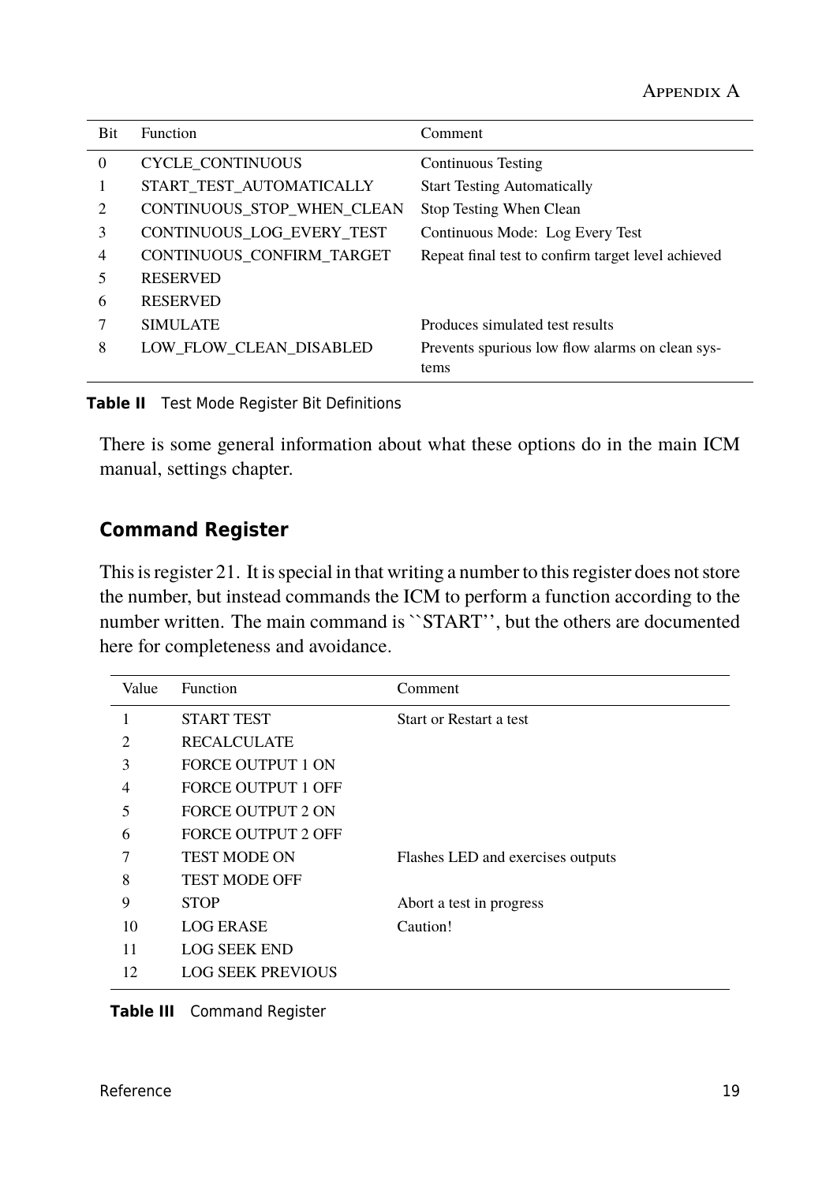| Bit | Function | Comment |
|---|---|---|
| 0 | CYCLE_CONTINUOUS | Continuous Testing |
| 1 | START_TEST_AUTOMATICALLY | Start Testing Automatically |
| 2 | CONTINUOUS_STOP_WHEN_CLEAN | Stop Testing When Clean |
| 3 | CONTINUOUS_LOG_EVERY_TEST | Continuous Mode: Log Every Test |
| 4 | CONTINUOUS_CONFIRM_TARGET | Repeat final test to confirm target level achieved |
| 5 | RESERVED | |
| 6 | RESERVED | |
| 7 | SIMULATE | Produces simulated test results |
| 8 | LOW_FLOW_CLEAN_DISABLED | Prevents spurious low flow alarms on clean systems |

**Table II** Test Mode Register Bit Definitions

There is some general information about what these options do in the main ICM manual, settings chapter.

## Command Register

This is register 21. It is special in that writing a number to this register does not store the number, but instead commands the ICM to perform a function according to the number written. The main command is ``START'', but the others are documented here for completeness and avoidance.

| Value | Function | Comment |
|---|---|---|
| 1 | START TEST | Start or Restart a test |
| 2 | RECALCULATE | |
| 3 | FORCE OUTPUT 1 ON | |
| 4 | FORCE OUTPUT 1 OFF | |
| 5 | FORCE OUTPUT 2 ON | |
| 6 | FORCE OUTPUT 2 OFF | |
| 7 | TEST MODE ON | Flashes LED and exercises outputs |
| 8 | TEST MODE OFF | |
| 9 | STOP | Abort a test in progress |
| 10 | LOG ERASE | Caution! |
| 11 | LOG SEEK END | |
| 12 | LOG SEEK PREVIOUS | |

**Table III** Command Register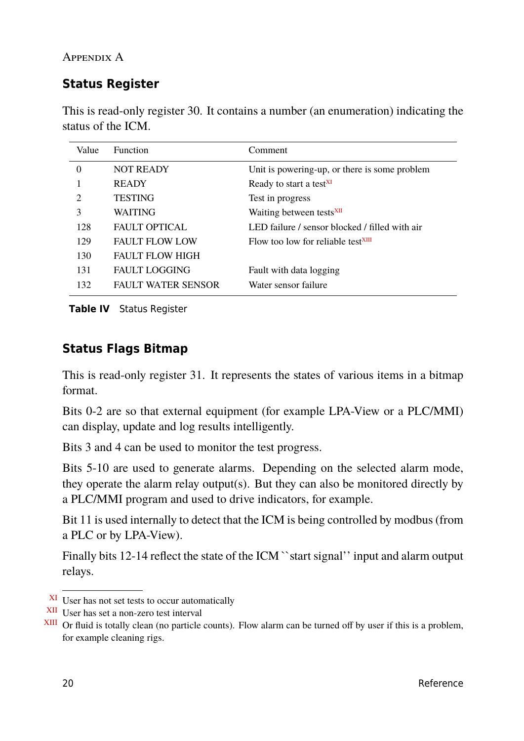Appendix A

## Status Register

This is read-only register 30. It contains a number (an enumeration) indicating the status of the ICM.

| Value | Function | Comment |
|---|---|---|
| 0 | NOT READY | Unit is powering-up, or there is some problem |
| 1 | READY | Ready to start a test[XI] |
| 2 | TESTING | Test in progress |
| 3 | WAITING | Waiting between tests[XII] |
| 128 | FAULT OPTICAL | LED failure / sensor blocked / filled with air |
| 129 | FAULT FLOW LOW | Flow too low for reliable test[XIII] |
| 130 | FAULT FLOW HIGH | |
| 131 | FAULT LOGGING | Fault with data logging |
| 132 | FAULT WATER SENSOR | Water sensor failure |

**Table IV** Status Register

## Status Flags Bitmap

This is read-only register 31. It represents the states of various items in a bitmap format.

Bits 0-2 are so that external equipment (for example LPA-View or a PLC/MMI) can display, update and log results intelligently.

Bits 3 and 4 can be used to monitor the test progress.

Bits 5-10 are used to generate alarms. Depending on the selected alarm mode, they operate the alarm relay output(s). But they can also be monitored directly by a PLC/MMI program and used to drive indicators, for example.

Bit 11 is used internally to detect that the ICM is being controlled by modbus (from a PLC or by LPA-View).

Finally bits 12-14 reflect the state of the ICM ``start signal'' input and alarm output relays.

---

[XI] User has not set tests to occur automatically

[XII] User has set a non-zero test interval

[XIII] Or fluid is totally clean (no particle counts). Flow alarm can be turned off by user if this is a problem, for example cleaning rigs.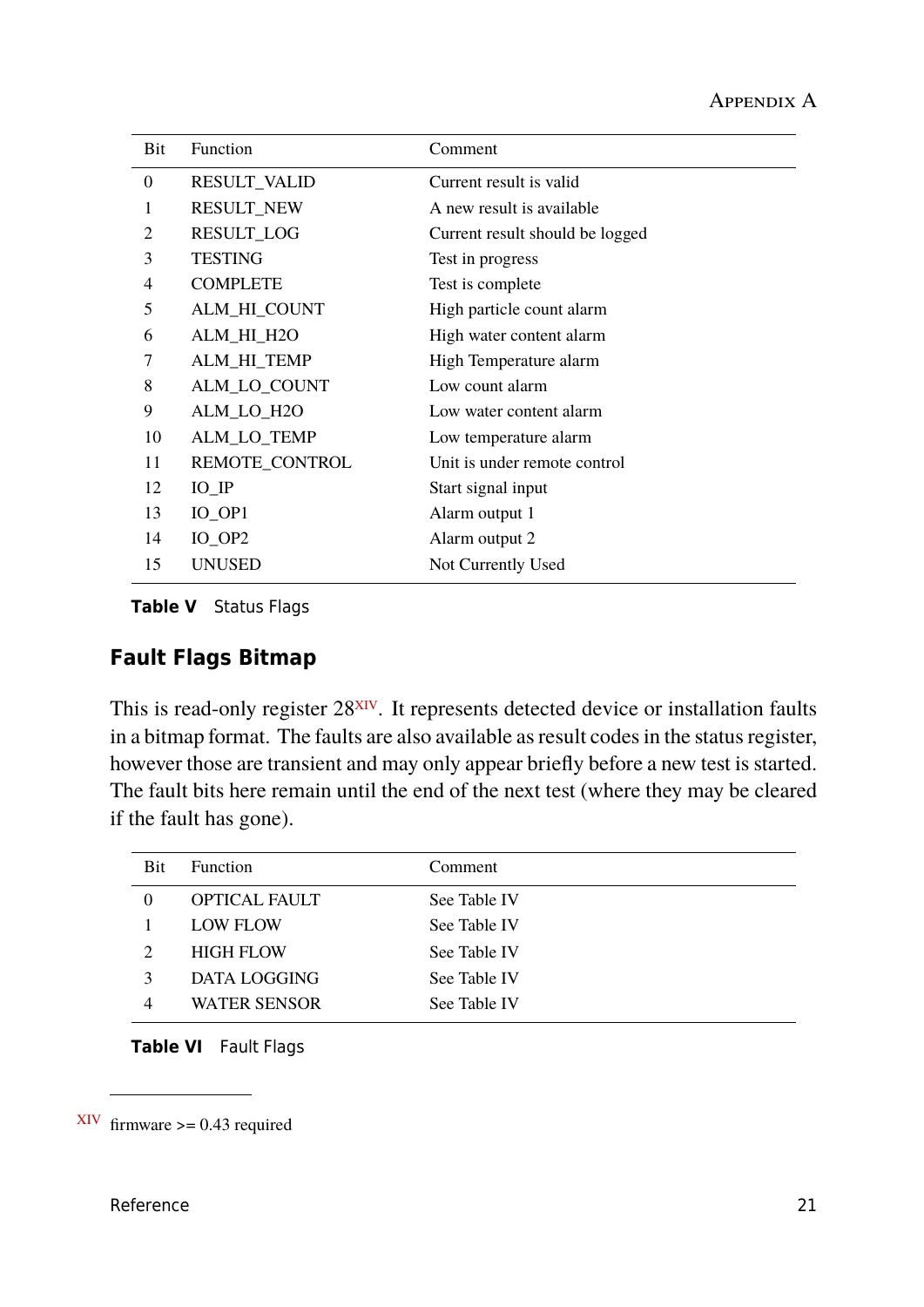| Bit | Function | Comment |
|---|---|---|
| 0 | RESULT_VALID | Current result is valid |
| 1 | RESULT_NEW | A new result is available |
| 2 | RESULT_LOG | Current result should be logged |
| 3 | TESTING | Test in progress |
| 4 | COMPLETE | Test is complete |
| 5 | ALM_HI_COUNT | High particle count alarm |
| 6 | ALM_HI_H2O | High water content alarm |
| 7 | ALM_HI_TEMP | High Temperature alarm |
| 8 | ALM_LO_COUNT | Low count alarm |
| 9 | ALM_LO_H2O | Low water content alarm |
| 10 | ALM_LO_TEMP | Low temperature alarm |
| 11 | REMOTE_CONTROL | Unit is under remote control |
| 12 | IO_IP | Start signal input |
| 13 | IO_OP1 | Alarm output 1 |
| 14 | IO_OP2 | Alarm output 2 |
| 15 | UNUSED | Not Currently Used |

**Table V** Status Flags

## Fault Flags Bitmap

This is read-only register 28[XIV]. It represents detected device or installation faults in a bitmap format. The faults are also available as result codes in the status register, however those are transient and may only appear briefly before a new test is started. The fault bits here remain until the end of the next test (where they may be cleared if the fault has gone).

| Bit | Function | Comment |
|---|---|---|
| 0 | OPTICAL FAULT | See Table IV |
| 1 | LOW FLOW | See Table IV |
| 2 | HIGH FLOW | See Table IV |
| 3 | DATA LOGGING | See Table IV |
| 4 | WATER SENSOR | See Table IV |

**Table VI** Fault Flags

[XIV] firmware >= 0.43 required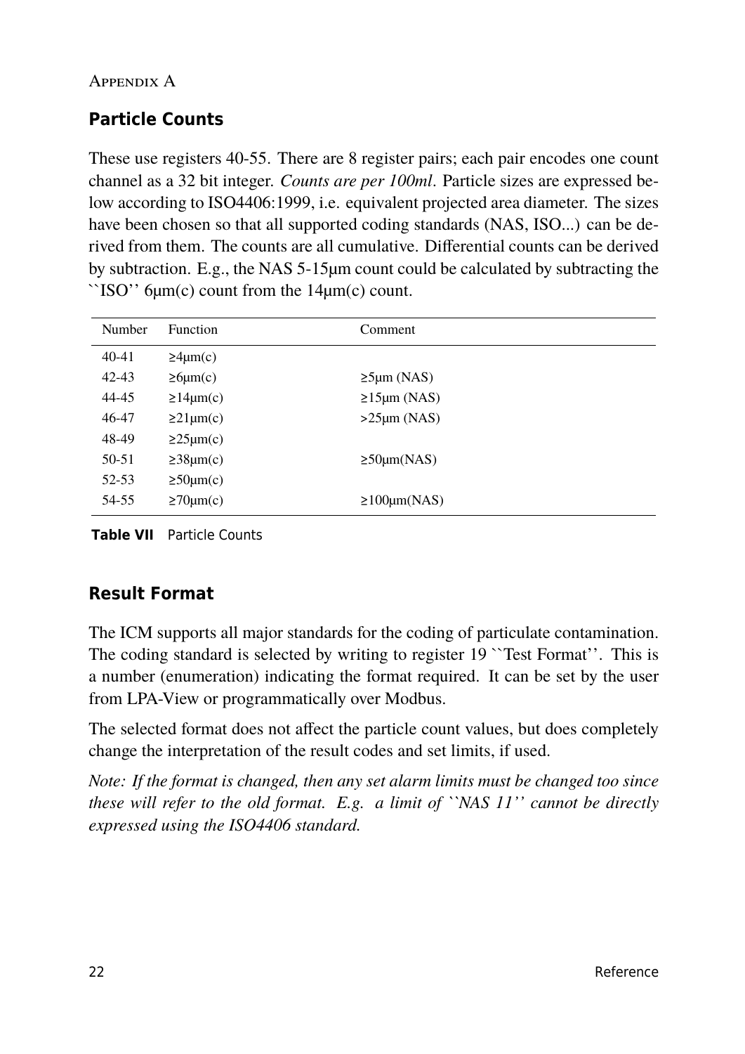## Particle Counts

These use registers 40-55. There are 8 register pairs; each pair encodes one count channel as a 32 bit integer. *Counts are per 100ml*. Particle sizes are expressed below according to ISO4406:1999, i.e. equivalent projected area diameter. The sizes have been chosen so that all supported coding standards (NAS, ISO...) can be derived from them. The counts are all cumulative. Differential counts can be derived by subtraction. E.g., the NAS 5-15µm count could be calculated by subtracting the ``ISO'' 6µm(c) count from the 14µm(c) count.

| Number | Function | Comment |
|---|---|---|
| 40-41 | ≥4µm(c) | |
| 42-43 | ≥6µm(c) | ≥5µm (NAS) |
| 44-45 | ≥14µm(c) | ≥15µm (NAS) |
| 46-47 | ≥21µm(c) | >25µm (NAS) |
| 48-49 | ≥25µm(c) | |
| 50-51 | ≥38µm(c) | ≥50µm(NAS) |
| 52-53 | ≥50µm(c) | |
| 54-55 | ≥70µm(c) | ≥100µm(NAS) |

**Table VII** Particle Counts

## Result Format

The ICM supports all major standards for the coding of particulate contamination. The coding standard is selected by writing to register 19 ``Test Format''. This is a number (enumeration) indicating the format required. It can be set by the user from LPA-View or programmatically over Modbus.

The selected format does not affect the particle count values, but does completely change the interpretation of the result codes and set limits, if used.

*Note: If the format is changed, then any set alarm limits must be changed too since these will refer to the old format. E.g. a limit of ``NAS 11'' cannot be directly expressed using the ISO4406 standard.*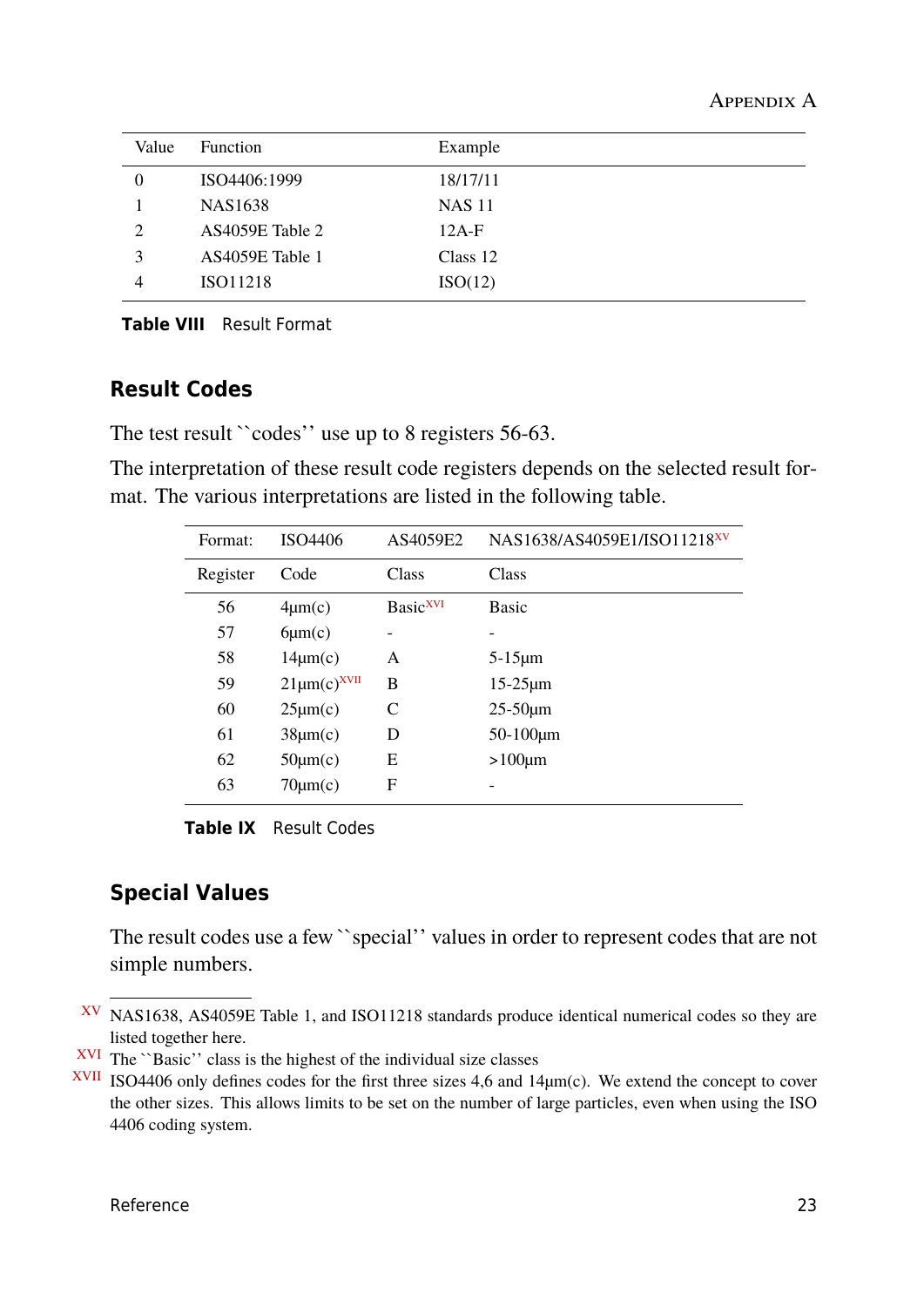| Value | Function | Example |
|---|---|---|
| 0 | ISO4406:1999 | 18/17/11 |
| 1 | NAS1638 | NAS 11 |
| 2 | AS4059E Table 2 | 12A-F |
| 3 | AS4059E Table 1 | Class 12 |
| 4 | ISO11218 | ISO(12) |

**Table VIII** Result Format

## Result Codes

The test result ``codes'' use up to 8 registers 56-63.

The interpretation of these result code registers depends on the selected result format. The various interpretations are listed in the following table.

| Format: | ISO4406 | AS4059E2 | NAS1638/AS4059E1/ISO11218[XV] |
|---|---|---|---|
| Register | Code | Class | Class |
| 56 | 4µm(c) | Basic[XVI] | Basic |
| 57 | 6µm(c) | - | - |
| 58 | 14µm(c) | A | 5-15µm |
| 59 | 21µm(c)[XVII] | B | 15-25µm |
| 60 | 25µm(c) | C | 25-50µm |
| 61 | 38µm(c) | D | 50-100µm |
| 62 | 50µm(c) | E | >100µm |
| 63 | 70µm(c) | F | - |

**Table IX** Result Codes

## Special Values

The result codes use a few ``special'' values in order to represent codes that are not simple numbers.

[XV] NAS1638, AS4059E Table 1, and ISO11218 standards produce identical numerical codes so they are listed together here.

[XVI] The ``Basic'' class is the highest of the individual size classes

[XVII] ISO4406 only defines codes for the first three sizes 4,6 and 14µm(c). We extend the concept to cover the other sizes. This allows limits to be set on the number of large particles, even when using the ISO 4406 coding system.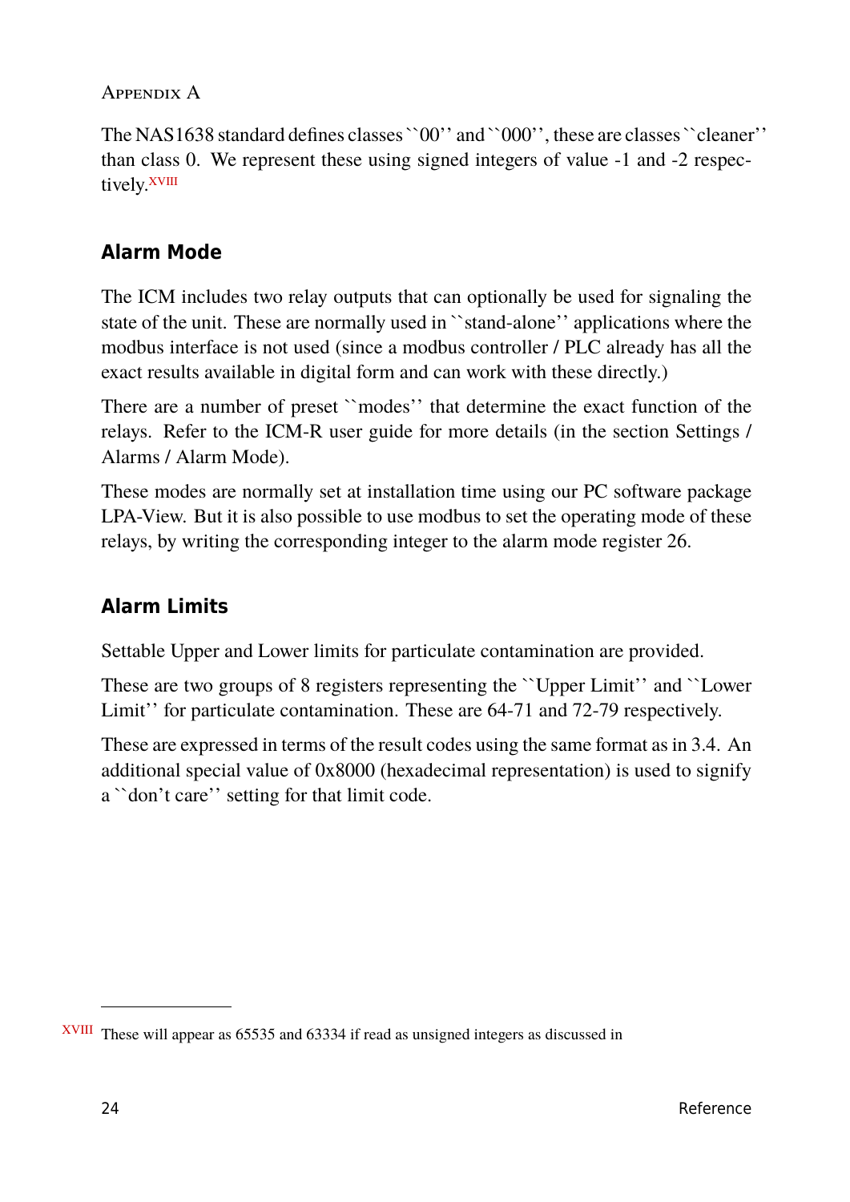The NAS1638 standard defines classes ``00'' and ``000'', these are classes ``cleaner'' than class 0. We represent these using signed integers of value -1 and -2 respectively.[XVIII]

## Alarm Mode

The ICM includes two relay outputs that can optionally be used for signaling the state of the unit. These are normally used in ``stand-alone'' applications where the modbus interface is not used (since a modbus controller / PLC already has all the exact results available in digital form and can work with these directly.)

There are a number of preset ``modes'' that determine the exact function of the relays. Refer to the ICM-R user guide for more details (in the section Settings / Alarms / Alarm Mode).

These modes are normally set at installation time using our PC software package LPA-View. But it is also possible to use modbus to set the operating mode of these relays, by writing the corresponding integer to the alarm mode register 26.

## Alarm Limits

Settable Upper and Lower limits for particulate contamination are provided.

These are two groups of 8 registers representing the ``Upper Limit'' and ``Lower Limit'' for particulate contamination. These are 64-71 and 72-79 respectively.

These are expressed in terms of the result codes using the same format as in 3.4. An additional special value of 0x8000 (hexadecimal representation) is used to signify a ``don't care'' setting for that limit code.

---

[XVIII] These will appear as 65535 and 63334 if read as unsigned integers as discussed in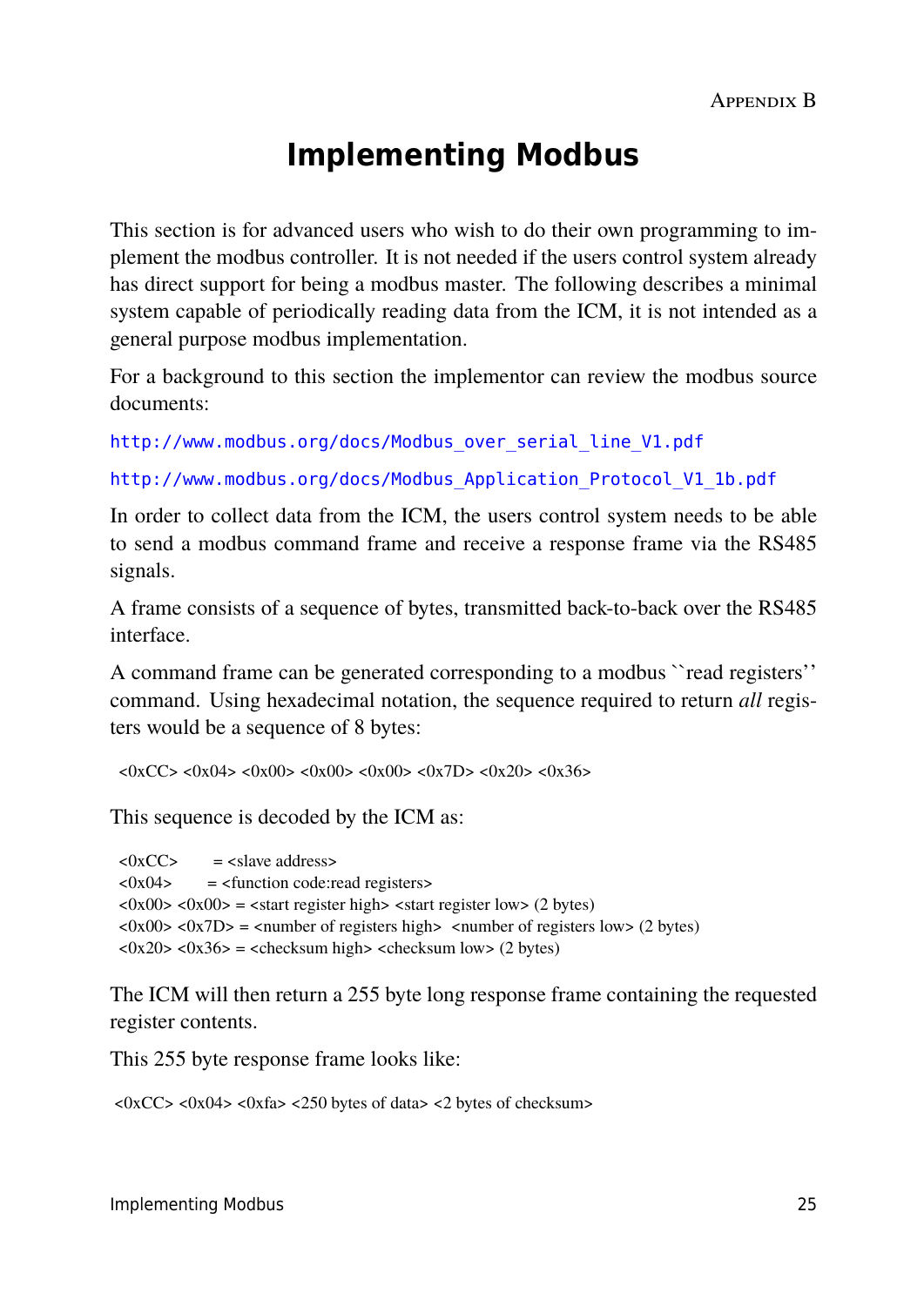# Implementing Modbus

This section is for advanced users who wish to do their own programming to implement the modbus controller. It is not needed if the users control system already has direct support for being a modbus master. The following describes a minimal system capable of periodically reading data from the ICM, it is not intended as a general purpose modbus implementation.

For a background to this section the implementor can review the modbus source documents:

http://www.modbus.org/docs/Modbus_over_serial_line_V1.pdf

http://www.modbus.org/docs/Modbus_Application_Protocol_V1_1b.pdf

In order to collect data from the ICM, the users control system needs to be able to send a modbus command frame and receive a response frame via the RS485 signals.

A frame consists of a sequence of bytes, transmitted back-to-back over the RS485 interface.

A command frame can be generated corresponding to a modbus ``read registers'' command. Using hexadecimal notation, the sequence required to return *all* registers would be a sequence of 8 bytes:

```
<0xCC> <0x04> <0x00> <0x00> <0x00> <0x7D> <0x20> <0x36>
```

This sequence is decoded by the ICM as:

```
<0xCC>        = <slave address>
<0x04>        = <function code:read registers>
<0x00> <0x00> = <start register high> <start register low> (2 bytes)
<0x00> <0x7D> = <number of registers high>  <number of registers low> (2 bytes)
<0x20> <0x36> = <checksum high> <checksum low> (2 bytes)
```

The ICM will then return a 255 byte long response frame containing the requested register contents.

This 255 byte response frame looks like:

```
<0xCC> <0x04> <0xfa> <250 bytes of data> <2 bytes of checksum>
```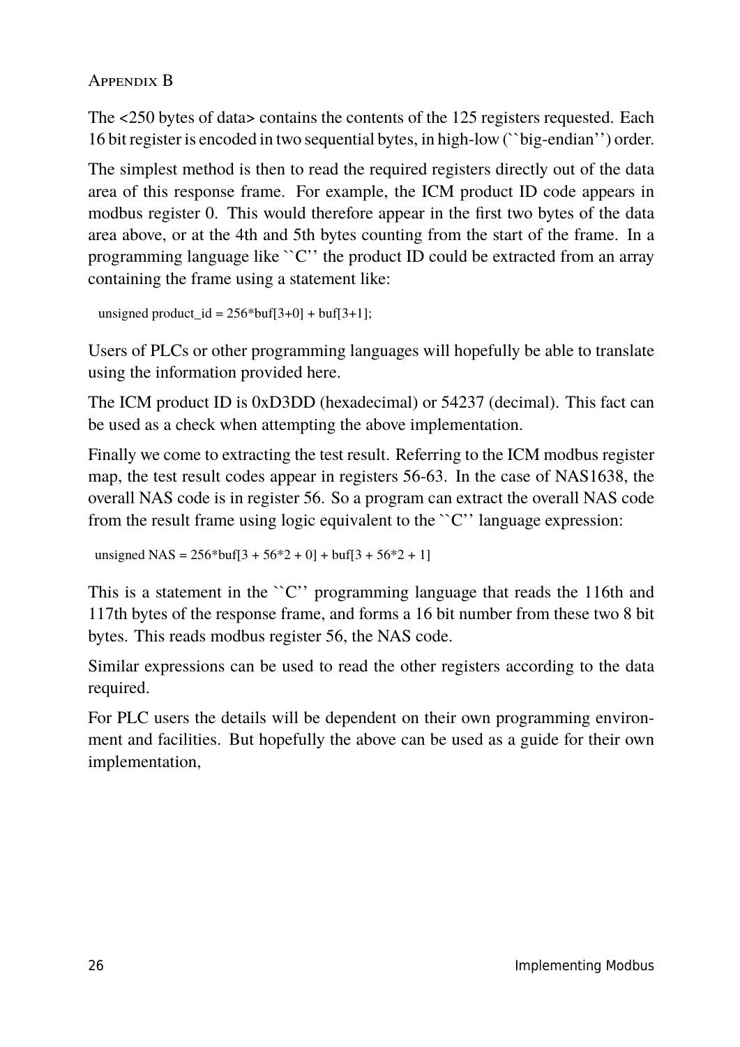The <250 bytes of data> contains the contents of the 125 registers requested. Each 16 bit register is encoded in two sequential bytes, in high-low (``big-endian'') order.

The simplest method is then to read the required registers directly out of the data area of this response frame. For example, the ICM product ID code appears in modbus register 0. This would therefore appear in the first two bytes of the data area above, or at the 4th and 5th bytes counting from the start of the frame. In a programming language like ``C'' the product ID could be extracted from an array containing the frame using a statement like:

```
unsigned product_id = 256*buf[3+0] + buf[3+1];
```

Users of PLCs or other programming languages will hopefully be able to translate using the information provided here.

The ICM product ID is 0xD3DD (hexadecimal) or 54237 (decimal). This fact can be used as a check when attempting the above implementation.

Finally we come to extracting the test result. Referring to the ICM modbus register map, the test result codes appear in registers 56-63. In the case of NAS1638, the overall NAS code is in register 56. So a program can extract the overall NAS code from the result frame using logic equivalent to the ``C'' language expression:

```
unsigned NAS = 256*buf[3 + 56*2 + 0] + buf[3 + 56*2 + 1]
```

This is a statement in the ``C'' programming language that reads the 116th and 117th bytes of the response frame, and forms a 16 bit number from these two 8 bit bytes. This reads modbus register 56, the NAS code.

Similar expressions can be used to read the other registers according to the data required.

For PLC users the details will be dependent on their own programming environment and facilities. But hopefully the above can be used as a guide for their own implementation,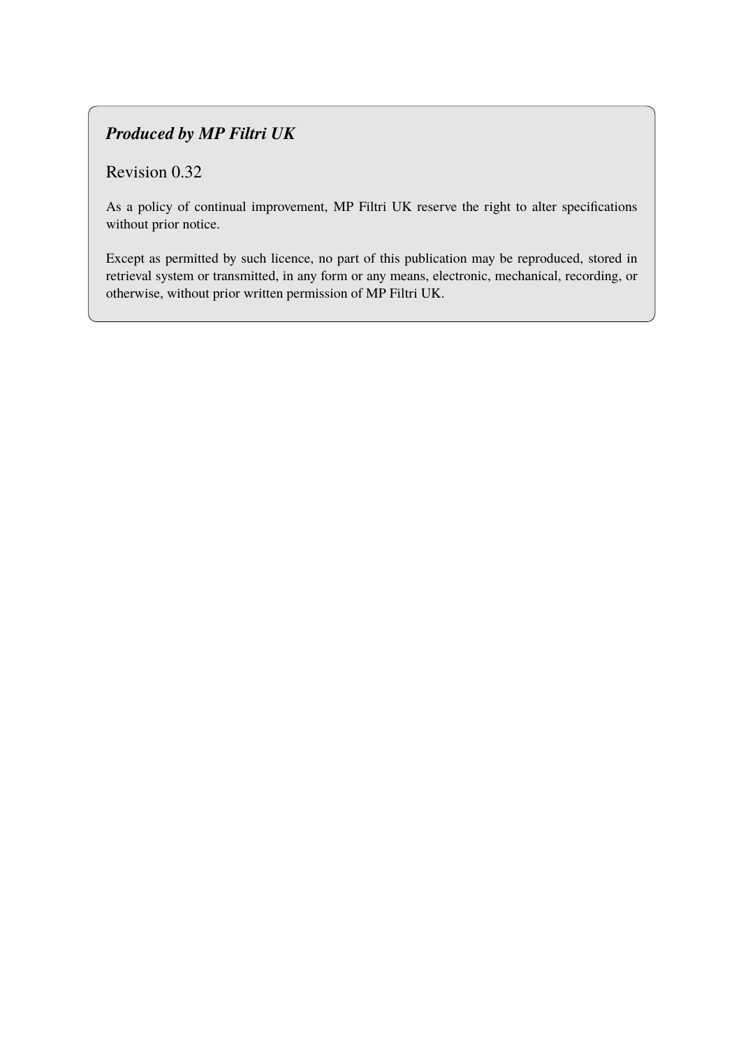***Produced by MP Filtri UK***

Revision 0.32

As a policy of continual improvement, MP Filtri UK reserve the right to alter specifications without prior notice.

Except as permitted by such licence, no part of this publication may be reproduced, stored in retrieval system or transmitted, in any form or any means, electronic, mechanical, recording, or otherwise, without prior written permission of MP Filtri UK.